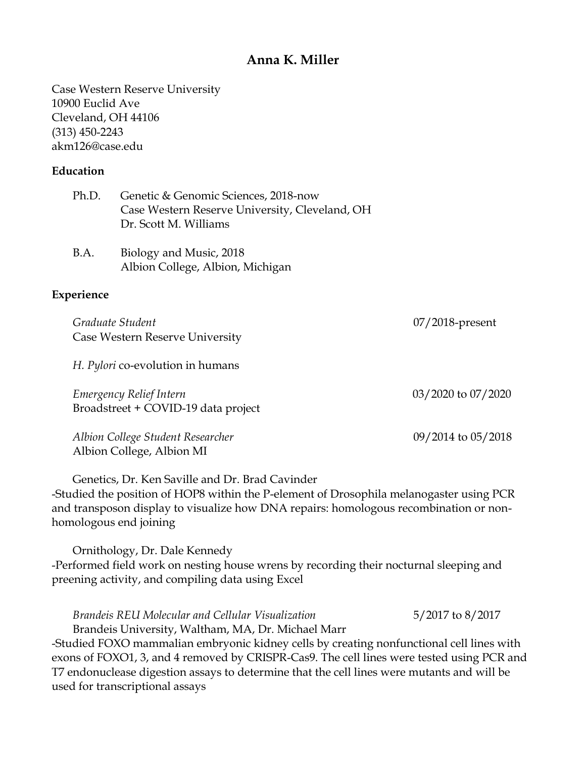# Anna K. Miller

Case Western Reserve University
10900 Euclid Ave
Cleveland, OH 44106
(313) 450-2243
akm126@case.edu

## Education

Ph.D. Genetic & Genomic Sciences, 2018-now
Case Western Reserve University, Cleveland, OH
Dr. Scott M. Williams

B.A. Biology and Music, 2018
Albion College, Albion, Michigan

## Experience

*Graduate Student* — 07/2018-present
Case Western Reserve University

*H. Pylori* co-evolution in humans

*Emergency Relief Intern* — 03/2020 to 07/2020
Broadstreet + COVID-19 data project

*Albion College Student Researcher* — 09/2014 to 05/2018
Albion College, Albion MI

Genetics, Dr. Ken Saville and Dr. Brad Cavinder
-Studied the position of HOP8 within the P-element of Drosophila melanogaster using PCR and transposon display to visualize how DNA repairs: homologous recombination or non-homologous end joining

Ornithology, Dr. Dale Kennedy
-Performed field work on nesting house wrens by recording their nocturnal sleeping and preening activity, and compiling data using Excel

*Brandeis REU Molecular and Cellular Visualization* — 5/2017 to 8/2017
Brandeis University, Waltham, MA, Dr. Michael Marr
-Studied FOXO mammalian embryonic kidney cells by creating nonfunctional cell lines with exons of FOXO1, 3, and 4 removed by CRISPR-Cas9. The cell lines were tested using PCR and T7 endonuclease digestion assays to determine that the cell lines were mutants and will be used for transcriptional assays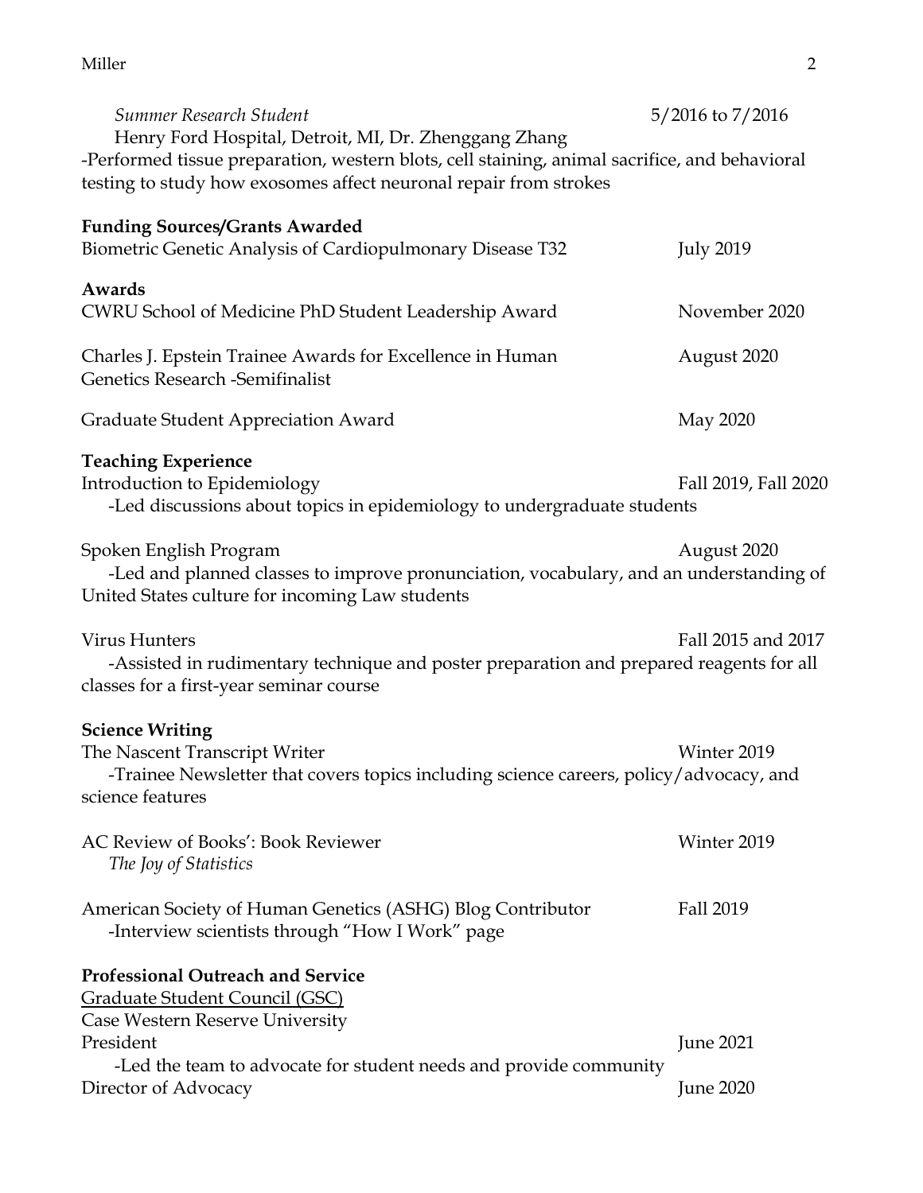*Summer Research Student* 5/2016 to 7/2016

Henry Ford Hospital, Detroit, MI, Dr. Zhenggang Zhang

-Performed tissue preparation, western blots, cell staining, animal sacrifice, and behavioral testing to study how exosomes affect neuronal repair from strokes

**Funding Sources/Grants Awarded**

Biometric Genetic Analysis of Cardiopulmonary Disease T32 July 2019

**Awards**

CWRU School of Medicine PhD Student Leadership Award November 2020

Charles J. Epstein Trainee Awards for Excellence in Human Genetics Research -Semifinalist August 2020

Graduate Student Appreciation Award May 2020

**Teaching Experience**

Introduction to Epidemiology Fall 2019, Fall 2020

-Led discussions about topics in epidemiology to undergraduate students

Spoken English Program August 2020

-Led and planned classes to improve pronunciation, vocabulary, and an understanding of United States culture for incoming Law students

Virus Hunters Fall 2015 and 2017

-Assisted in rudimentary technique and poster preparation and prepared reagents for all classes for a first-year seminar course

**Science Writing**

The Nascent Transcript Writer Winter 2019

-Trainee Newsletter that covers topics including science careers, policy/advocacy, and science features

AC Review of Books': Book Reviewer Winter 2019

*The Joy of Statistics*

American Society of Human Genetics (ASHG) Blog Contributor Fall 2019

-Interview scientists through "How I Work" page

**Professional Outreach and Service**

<u>Graduate Student Council (GSC)</u>

Case Western Reserve University

President June 2021

-Led the team to advocate for student needs and provide community

Director of Advocacy June 2020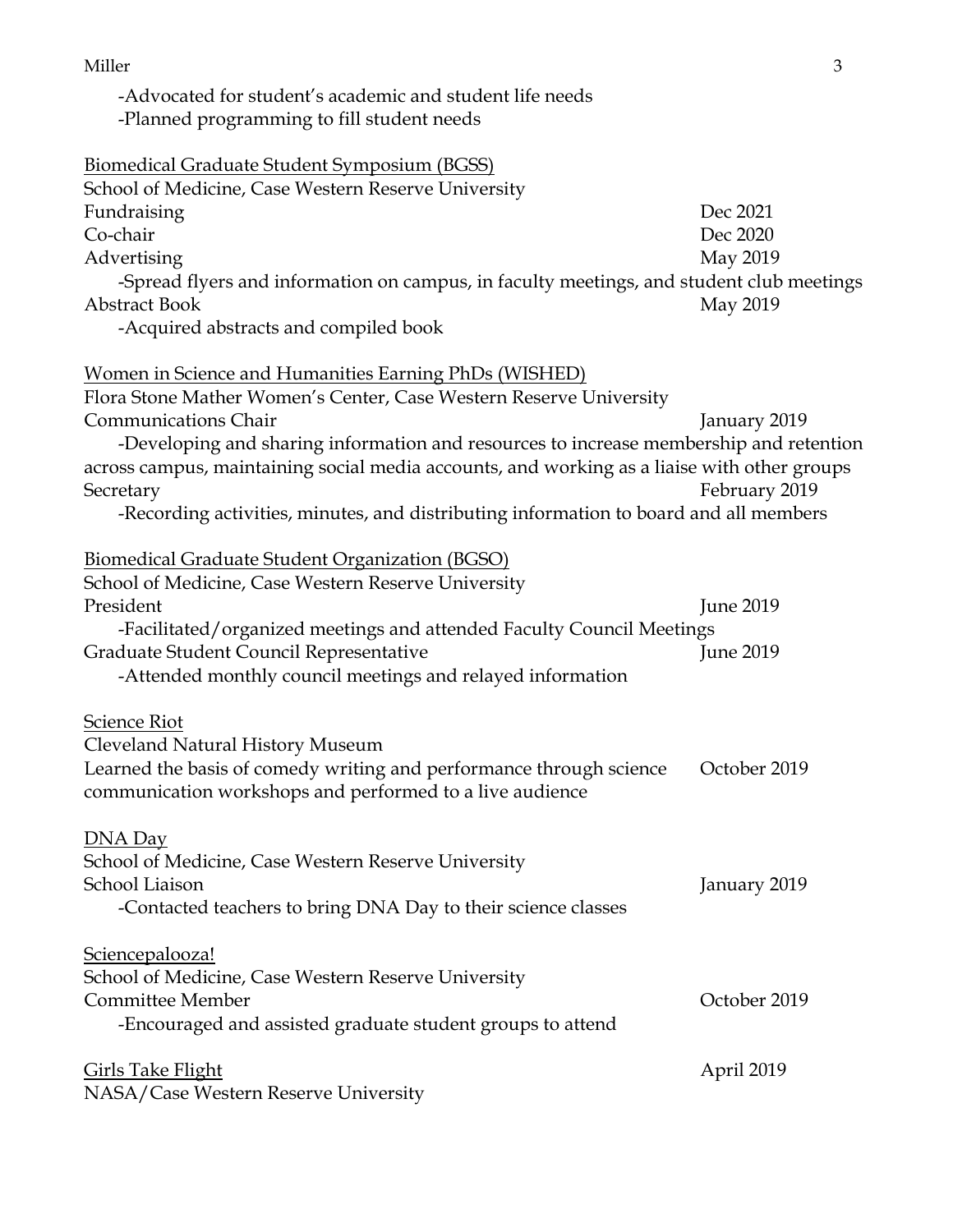-Advocated for student's academic and student life needs
-Planned programming to fill student needs

<u>Biomedical Graduate Student Symposium (BGSS)</u>
School of Medicine, Case Western Reserve University
Fundraising — Dec 2021
Co-chair — Dec 2020
Advertising — May 2019
-Spread flyers and information on campus, in faculty meetings, and student club meetings
Abstract Book — May 2019
-Acquired abstracts and compiled book

<u>Women in Science and Humanities Earning PhDs (WISHED)</u>
Flora Stone Mather Women's Center, Case Western Reserve University
Communications Chair — January 2019
-Developing and sharing information and resources to increase membership and retention across campus, maintaining social media accounts, and working as a liaise with other groups
Secretary — February 2019
-Recording activities, minutes, and distributing information to board and all members

<u>Biomedical Graduate Student Organization (BGSO)</u>
School of Medicine, Case Western Reserve University
President — June 2019
-Facilitated/organized meetings and attended Faculty Council Meetings
Graduate Student Council Representative — June 2019
-Attended monthly council meetings and relayed information

<u>Science Riot</u>
Cleveland Natural History Museum
Learned the basis of comedy writing and performance through science communication workshops and performed to a live audience — October 2019

<u>DNA Day</u>
School of Medicine, Case Western Reserve University
School Liaison — January 2019
-Contacted teachers to bring DNA Day to their science classes

<u>Sciencepalooza!</u>
School of Medicine, Case Western Reserve University
Committee Member — October 2019
-Encouraged and assisted graduate student groups to attend

<u>Girls Take Flight</u> — April 2019
NASA/Case Western Reserve University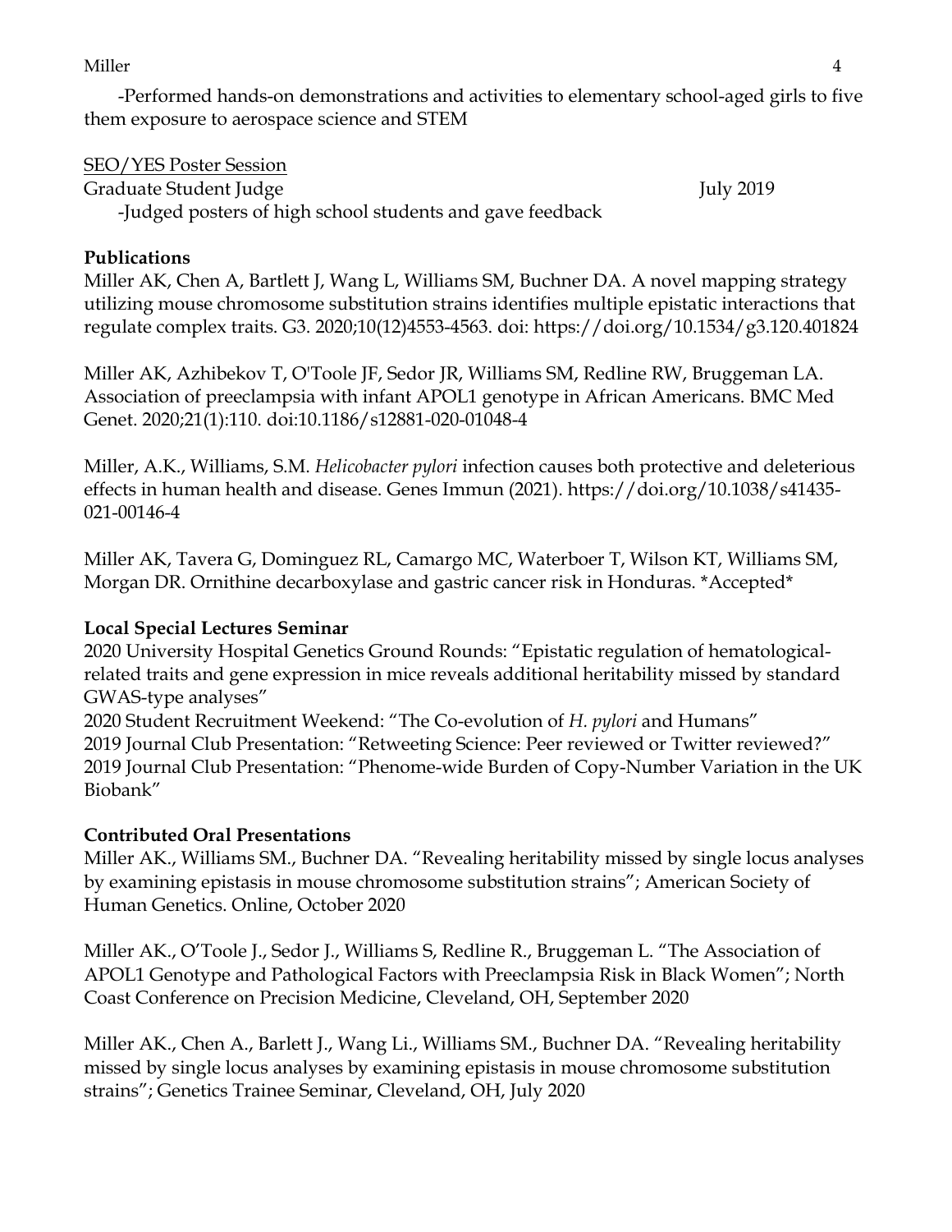-Performed hands-on demonstrations and activities to elementary school-aged girls to five them exposure to aerospace science and STEM

<u>SEO/YES Poster Session</u>

Graduate Student Judge July 2019

-Judged posters of high school students and gave feedback

**Publications**

Miller AK, Chen A, Bartlett J, Wang L, Williams SM, Buchner DA. A novel mapping strategy utilizing mouse chromosome substitution strains identifies multiple epistatic interactions that regulate complex traits. G3. 2020;10(12)4553-4563. doi: https://doi.org/10.1534/g3.120.401824

Miller AK, Azhibekov T, O'Toole JF, Sedor JR, Williams SM, Redline RW, Bruggeman LA. Association of preeclampsia with infant APOL1 genotype in African Americans. BMC Med Genet. 2020;21(1):110. doi:10.1186/s12881-020-01048-4

Miller, A.K., Williams, S.M. *Helicobacter pylori* infection causes both protective and deleterious effects in human health and disease. Genes Immun (2021). https://doi.org/10.1038/s41435-021-00146-4

Miller AK, Tavera G, Dominguez RL, Camargo MC, Waterboer T, Wilson KT, Williams SM, Morgan DR. Ornithine decarboxylase and gastric cancer risk in Honduras. *Accepted*

**Local Special Lectures Seminar**

2020 University Hospital Genetics Ground Rounds: "Epistatic regulation of hematological-related traits and gene expression in mice reveals additional heritability missed by standard GWAS-type analyses"
2020 Student Recruitment Weekend: "The Co-evolution of *H. pylori* and Humans"
2019 Journal Club Presentation: "Retweeting Science: Peer reviewed or Twitter reviewed?"
2019 Journal Club Presentation: "Phenome-wide Burden of Copy-Number Variation in the UK Biobank"

**Contributed Oral Presentations**

Miller AK., Williams SM., Buchner DA. "Revealing heritability missed by single locus analyses by examining epistasis in mouse chromosome substitution strains"; American Society of Human Genetics. Online, October 2020

Miller AK., O'Toole J., Sedor J., Williams S, Redline R., Bruggeman L. "The Association of APOL1 Genotype and Pathological Factors with Preeclampsia Risk in Black Women"; North Coast Conference on Precision Medicine, Cleveland, OH, September 2020

Miller AK., Chen A., Barlett J., Wang Li., Williams SM., Buchner DA. "Revealing heritability missed by single locus analyses by examining epistasis in mouse chromosome substitution strains"; Genetics Trainee Seminar, Cleveland, OH, July 2020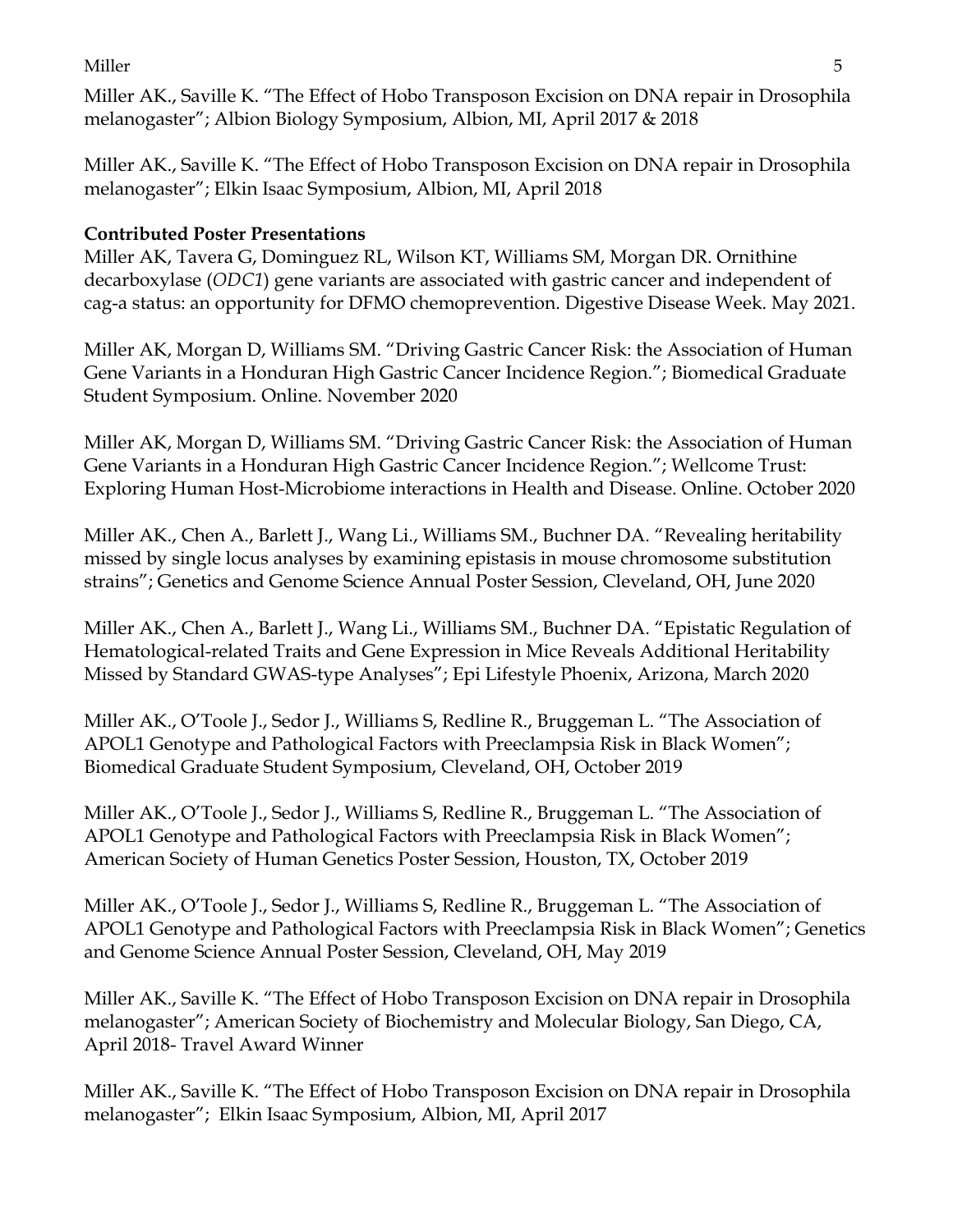Miller AK., Saville K. “The Effect of Hobo Transposon Excision on DNA repair in Drosophila melanogaster”; Albion Biology Symposium, Albion, MI, April 2017 & 2018

Miller AK., Saville K. “The Effect of Hobo Transposon Excision on DNA repair in Drosophila melanogaster”; Elkin Isaac Symposium, Albion, MI, April 2018

**Contributed Poster Presentations**

Miller AK, Tavera G, Dominguez RL, Wilson KT, Williams SM, Morgan DR. Ornithine decarboxylase (*ODC1*) gene variants are associated with gastric cancer and independent of cag-a status: an opportunity for DFMO chemoprevention. Digestive Disease Week. May 2021.

Miller AK, Morgan D, Williams SM. “Driving Gastric Cancer Risk: the Association of Human Gene Variants in a Honduran High Gastric Cancer Incidence Region.”; Biomedical Graduate Student Symposium. Online. November 2020

Miller AK, Morgan D, Williams SM. “Driving Gastric Cancer Risk: the Association of Human Gene Variants in a Honduran High Gastric Cancer Incidence Region.”; Wellcome Trust: Exploring Human Host-Microbiome interactions in Health and Disease. Online. October 2020

Miller AK., Chen A., Barlett J., Wang Li., Williams SM., Buchner DA. “Revealing heritability missed by single locus analyses by examining epistasis in mouse chromosome substitution strains”; Genetics and Genome Science Annual Poster Session, Cleveland, OH, June 2020

Miller AK., Chen A., Barlett J., Wang Li., Williams SM., Buchner DA. “Epistatic Regulation of Hematological-related Traits and Gene Expression in Mice Reveals Additional Heritability Missed by Standard GWAS-type Analyses”; Epi Lifestyle Phoenix, Arizona, March 2020

Miller AK., O’Toole J., Sedor J., Williams S, Redline R., Bruggeman L. “The Association of APOL1 Genotype and Pathological Factors with Preeclampsia Risk in Black Women”; Biomedical Graduate Student Symposium, Cleveland, OH, October 2019

Miller AK., O’Toole J., Sedor J., Williams S, Redline R., Bruggeman L. “The Association of APOL1 Genotype and Pathological Factors with Preeclampsia Risk in Black Women”; American Society of Human Genetics Poster Session, Houston, TX, October 2019

Miller AK., O’Toole J., Sedor J., Williams S, Redline R., Bruggeman L. “The Association of APOL1 Genotype and Pathological Factors with Preeclampsia Risk in Black Women”; Genetics and Genome Science Annual Poster Session, Cleveland, OH, May 2019

Miller AK., Saville K. “The Effect of Hobo Transposon Excision on DNA repair in Drosophila melanogaster”; American Society of Biochemistry and Molecular Biology, San Diego, CA, April 2018- Travel Award Winner

Miller AK., Saville K. “The Effect of Hobo Transposon Excision on DNA repair in Drosophila melanogaster”; Elkin Isaac Symposium, Albion, MI, April 2017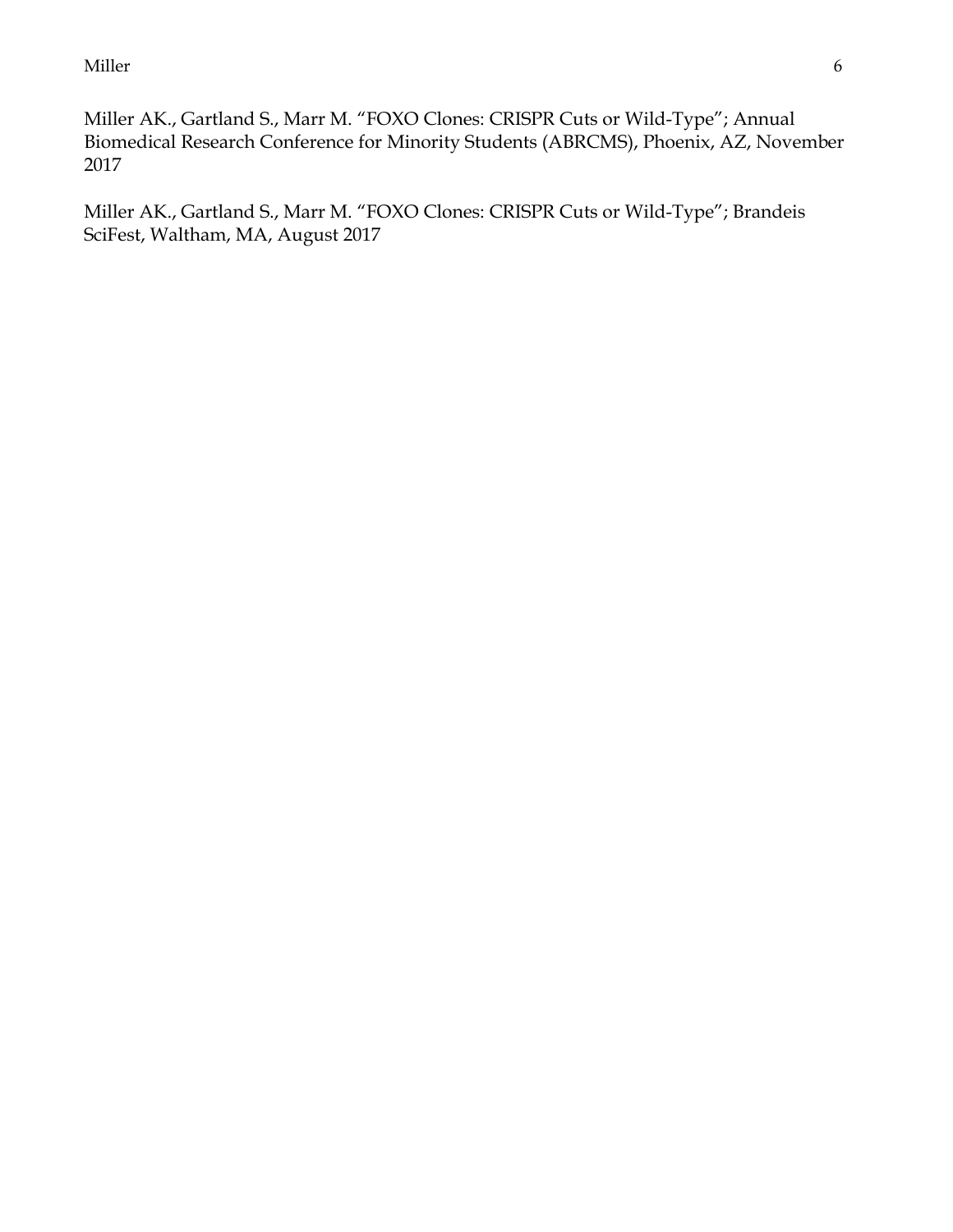Miller AK., Gartland S., Marr M. “FOXO Clones: CRISPR Cuts or Wild-Type”; Annual Biomedical Research Conference for Minority Students (ABRCMS), Phoenix, AZ, November 2017

Miller AK., Gartland S., Marr M. “FOXO Clones: CRISPR Cuts or Wild-Type”; Brandeis SciFest, Waltham, MA, August 2017